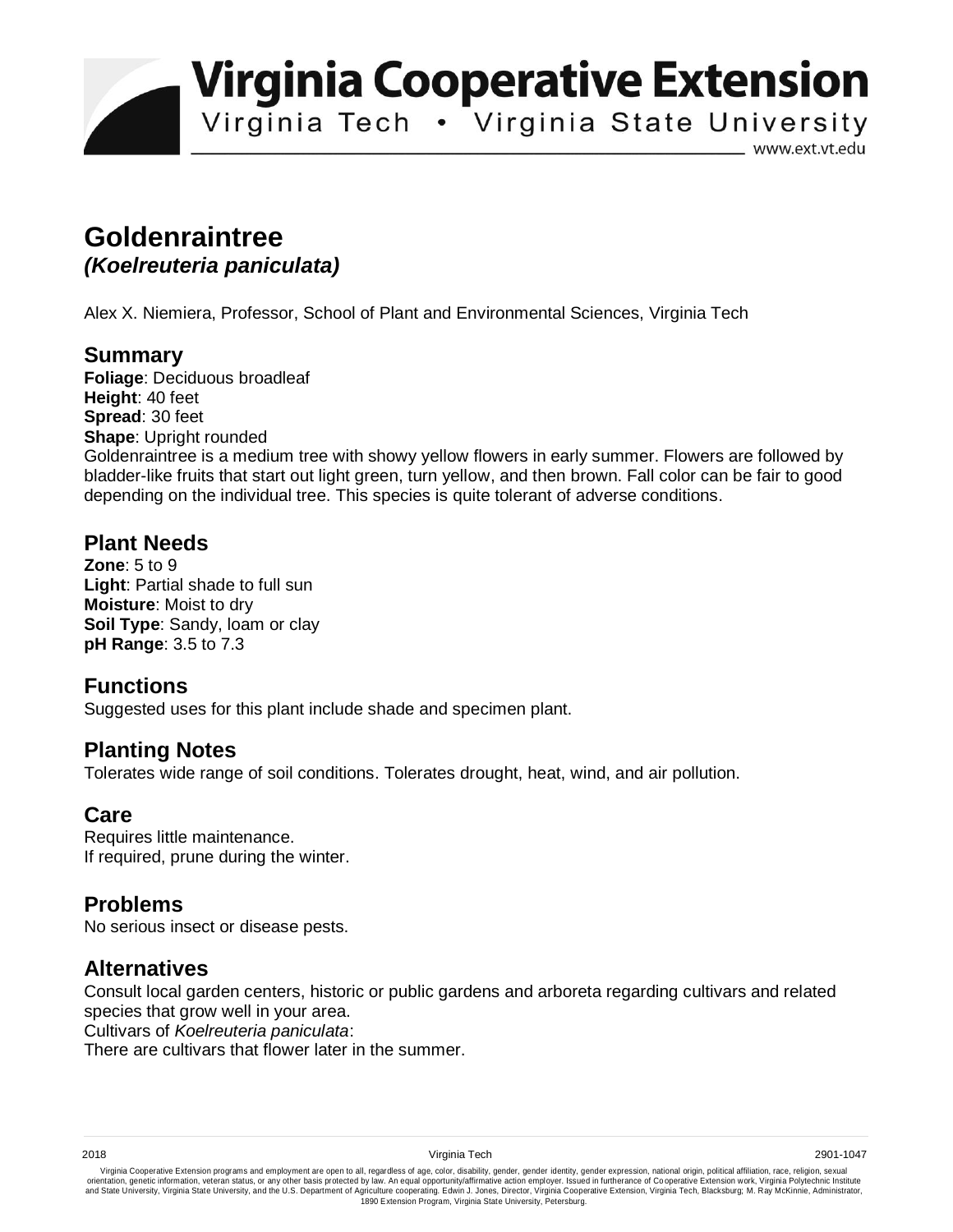# Virginia Cooperative Extension

Virginia Tech • Virginia State University

www.ext.vt.edu

## Goldenraintree
### *(Koelreuteria paniculata)*

Alex X. Niemiera, Professor, School of Plant and Environmental Sciences, Virginia Tech

## Summary

**Foliage**: Deciduous broadleaf
**Height**: 40 feet
**Spread**: 30 feet
**Shape**: Upright rounded
Goldenraintree is a medium tree with showy yellow flowers in early summer. Flowers are followed by bladder-like fruits that start out light green, turn yellow, and then brown. Fall color can be fair to good depending on the individual tree. This species is quite tolerant of adverse conditions.

## Plant Needs

**Zone**: 5 to 9
**Light**: Partial shade to full sun
**Moisture**: Moist to dry
**Soil Type**: Sandy, loam or clay
**pH Range**: 3.5 to 7.3

## Functions

Suggested uses for this plant include shade and specimen plant.

## Planting Notes

Tolerates wide range of soil conditions. Tolerates drought, heat, wind, and air pollution.

## Care

Requires little maintenance.
If required, prune during the winter.

## Problems

No serious insect or disease pests.

## Alternatives

Consult local garden centers, historic or public gardens and arboreta regarding cultivars and related species that grow well in your area.
Cultivars of *Koelreuteria paniculata*:
There are cultivars that flower later in the summer.

2018 Virginia Tech 2901-1047

Virginia Cooperative Extension programs and employment are open to all, regardless of age, color, disability, gender, gender identity, gender expression, national origin, political affiliation, race, religion, sexual orientation, genetic information, veteran status, or any other basis protected by law. An equal opportunity/affirmative action employer. Issued in furtherance of Cooperative Extension work, Virginia Polytechnic Institute and State University, Virginia State University, and the U.S. Department of Agriculture cooperating. Edwin J. Jones, Director, Virginia Cooperative Extension, Virginia Tech, Blacksburg; M. Ray McKinnie, Administrator, 1890 Extension Program, Virginia State University, Petersburg.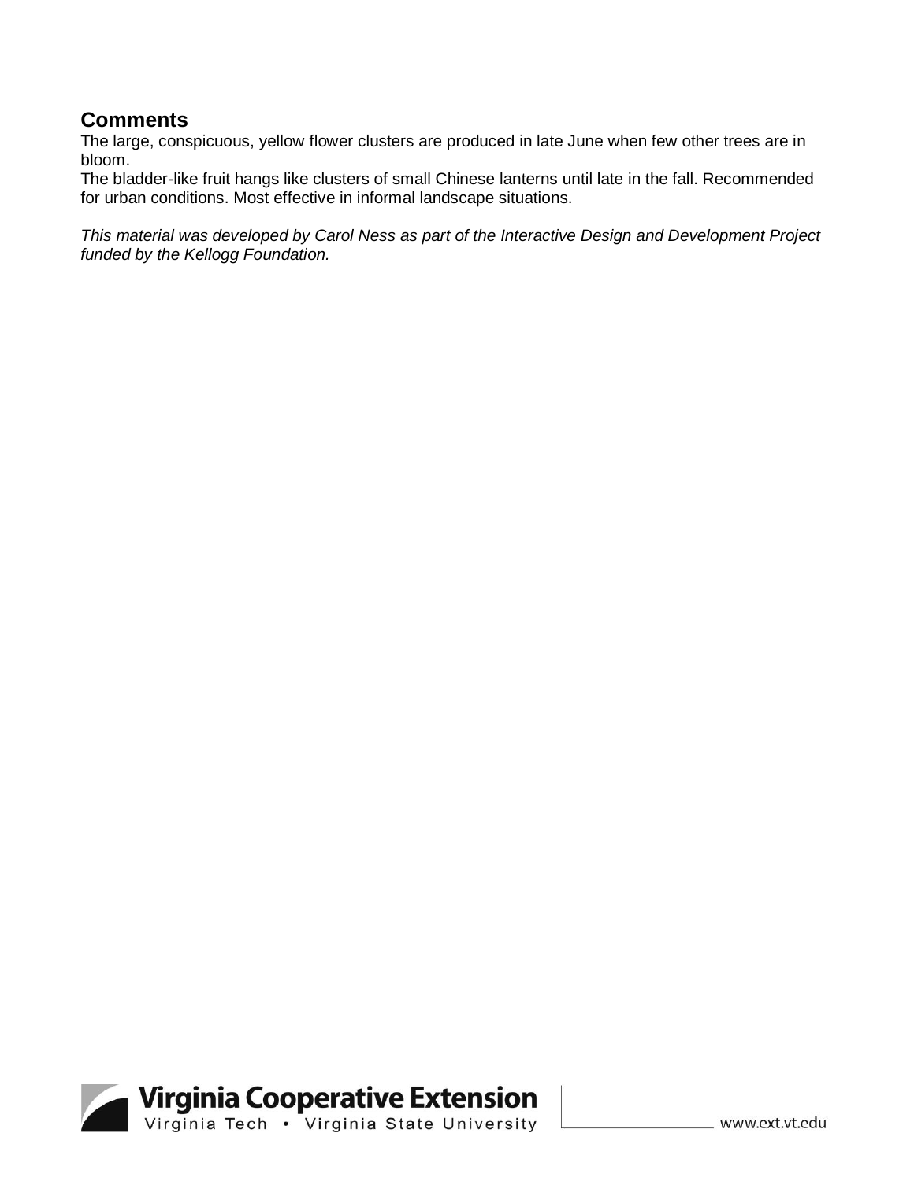## Comments

The large, conspicuous, yellow flower clusters are produced in late June when few other trees are in bloom.

The bladder-like fruit hangs like clusters of small Chinese lanterns until late in the fall. Recommended for urban conditions. Most effective in informal landscape situations.

*This material was developed by Carol Ness as part of the Interactive Design and Development Project funded by the Kellogg Foundation.*

Virginia Cooperative Extension
Virginia Tech • Virginia State University

www.ext.vt.edu